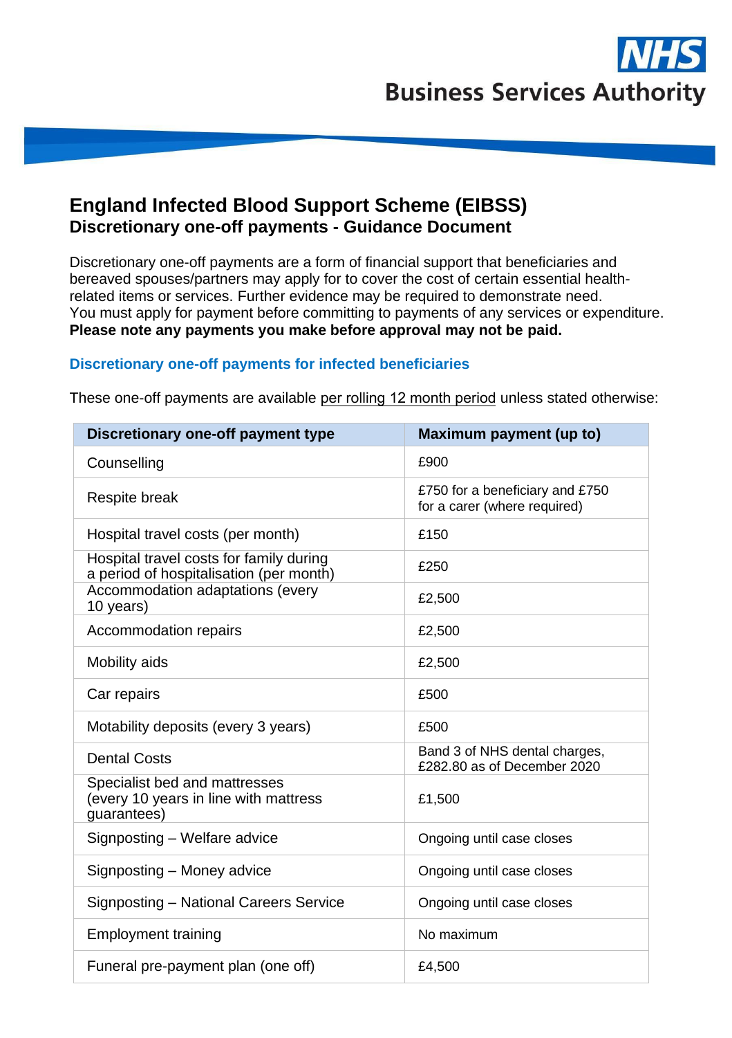# England Infected Blood Support Scheme (EIBSS)

## Discretionary one-off payments - Guidance Document

Discretionary one-off payments are a form of financial support that beneficiaries and bereaved spouses/partners may apply for to cover the cost of certain essential health-related items or services. Further evidence may be required to demonstrate need. You must apply for payment before committing to payments of any services or expenditure. **Please note any payments you make before approval may not be paid.**

### Discretionary one-off payments for infected beneficiaries

These one-off payments are available per rolling 12 month period unless stated otherwise:

| Discretionary one-off payment type | Maximum payment (up to) |
|---|---|
| Counselling | £900 |
| Respite break | £750 for a beneficiary and £750 for a carer (where required) |
| Hospital travel costs (per month) | £150 |
| Hospital travel costs for family during a period of hospitalisation (per month) | £250 |
| Accommodation adaptations (every 10 years) | £2,500 |
| Accommodation repairs | £2,500 |
| Mobility aids | £2,500 |
| Car repairs | £500 |
| Motability deposits (every 3 years) | £500 |
| Dental Costs | Band 3 of NHS dental charges, £282.80 as of December 2020 |
| Specialist bed and mattresses (every 10 years in line with mattress guarantees) | £1,500 |
| Signposting – Welfare advice | Ongoing until case closes |
| Signposting – Money advice | Ongoing until case closes |
| Signposting – National Careers Service | Ongoing until case closes |
| Employment training | No maximum |
| Funeral pre-payment plan (one off) | £4,500 |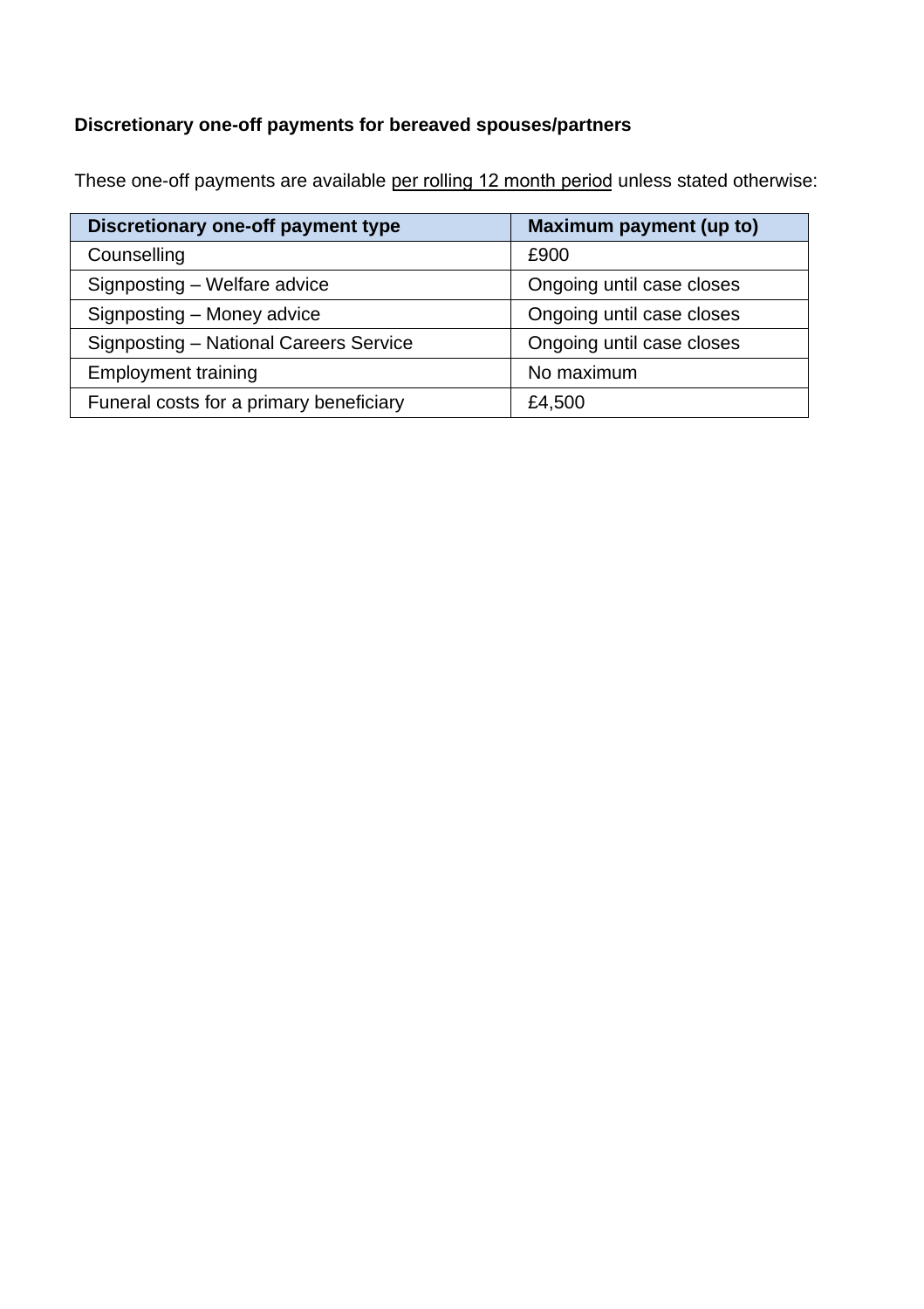**Discretionary one-off payments for bereaved spouses/partners**

These one-off payments are available per rolling 12 month period unless stated otherwise:

| Discretionary one-off payment type | Maximum payment (up to) |
|---|---|
| Counselling | £900 |
| Signposting – Welfare advice | Ongoing until case closes |
| Signposting – Money advice | Ongoing until case closes |
| Signposting – National Careers Service | Ongoing until case closes |
| Employment training | No maximum |
| Funeral costs for a primary beneficiary | £4,500 |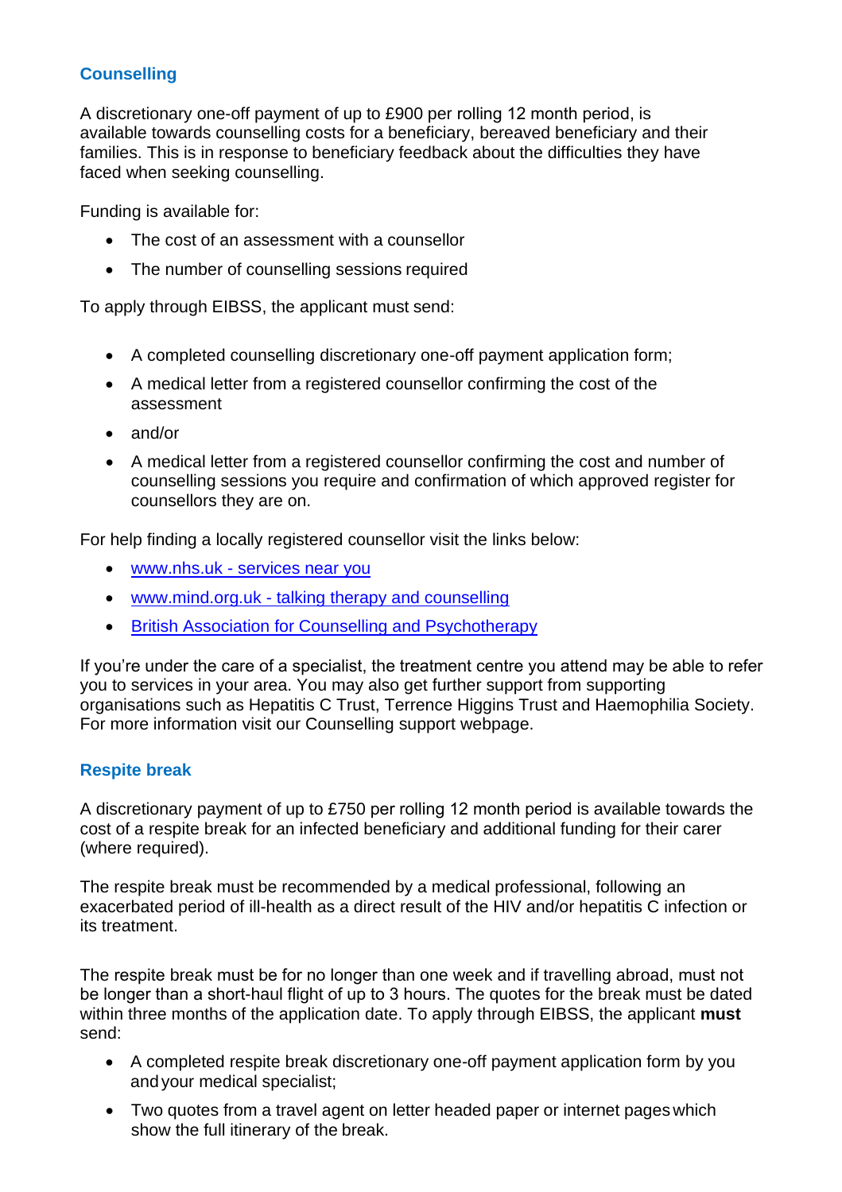### Counselling

A discretionary one-off payment of up to £900 per rolling 12 month period, is available towards counselling costs for a beneficiary, bereaved beneficiary and their families. This is in response to beneficiary feedback about the difficulties they have faced when seeking counselling.

Funding is available for:

- The cost of an assessment with a counsellor
- The number of counselling sessions required

To apply through EIBSS, the applicant must send:

- A completed counselling discretionary one-off payment application form;
- A medical letter from a registered counsellor confirming the cost of the assessment
- and/or
- A medical letter from a registered counsellor confirming the cost and number of counselling sessions you require and confirmation of which approved register for counsellors they are on.

For help finding a locally registered counsellor visit the links below:

- www.nhs.uk - services near you
- www.mind.org.uk - talking therapy and counselling
- British Association for Counselling and Psychotherapy

If you're under the care of a specialist, the treatment centre you attend may be able to refer you to services in your area. You may also get further support from supporting organisations such as Hepatitis C Trust, Terrence Higgins Trust and Haemophilia Society. For more information visit our Counselling support webpage.

### Respite break

A discretionary payment of up to £750 per rolling 12 month period is available towards the cost of a respite break for an infected beneficiary and additional funding for their carer (where required).

The respite break must be recommended by a medical professional, following an exacerbated period of ill-health as a direct result of the HIV and/or hepatitis C infection or its treatment.

The respite break must be for no longer than one week and if travelling abroad, must not be longer than a short-haul flight of up to 3 hours. The quotes for the break must be dated within three months of the application date. To apply through EIBSS, the applicant **must** send:

- A completed respite break discretionary one-off payment application form by you and your medical specialist;
- Two quotes from a travel agent on letter headed paper or internet pages which show the full itinerary of the break.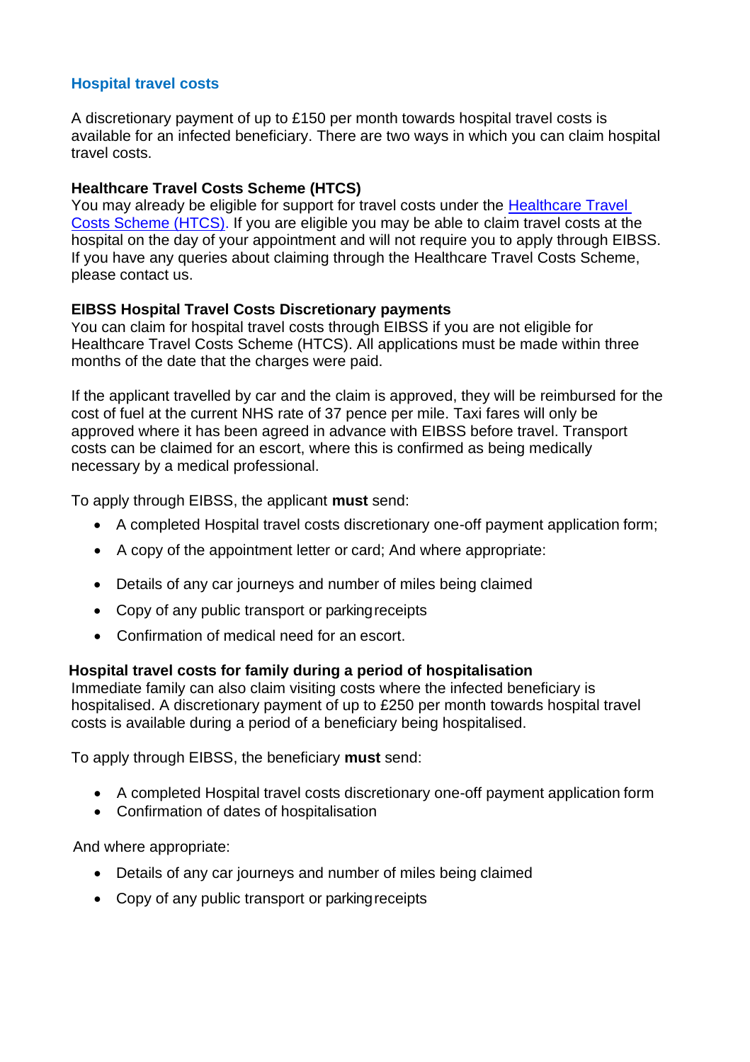## Hospital travel costs

A discretionary payment of up to £150 per month towards hospital travel costs is available for an infected beneficiary. There are two ways in which you can claim hospital travel costs.

**Healthcare Travel Costs Scheme (HTCS)**

You may already be eligible for support for travel costs under the Healthcare Travel Costs Scheme (HTCS). If you are eligible you may be able to claim travel costs at the hospital on the day of your appointment and will not require you to apply through EIBSS. If you have any queries about claiming through the Healthcare Travel Costs Scheme, please contact us.

**EIBSS Hospital Travel Costs Discretionary payments**

You can claim for hospital travel costs through EIBSS if you are not eligible for Healthcare Travel Costs Scheme (HTCS). All applications must be made within three months of the date that the charges were paid.

If the applicant travelled by car and the claim is approved, they will be reimbursed for the cost of fuel at the current NHS rate of 37 pence per mile. Taxi fares will only be approved where it has been agreed in advance with EIBSS before travel. Transport costs can be claimed for an escort, where this is confirmed as being medically necessary by a medical professional.

To apply through EIBSS, the applicant **must** send:

- A completed Hospital travel costs discretionary one-off payment application form;
- A copy of the appointment letter or card; And where appropriate:
- Details of any car journeys and number of miles being claimed
- Copy of any public transport or parking receipts
- Confirmation of medical need for an escort.

**Hospital travel costs for family during a period of hospitalisation**

Immediate family can also claim visiting costs where the infected beneficiary is hospitalised. A discretionary payment of up to £250 per month towards hospital travel costs is available during a period of a beneficiary being hospitalised.

To apply through EIBSS, the beneficiary **must** send:

- A completed Hospital travel costs discretionary one-off payment application form
- Confirmation of dates of hospitalisation

And where appropriate:

- Details of any car journeys and number of miles being claimed
- Copy of any public transport or parking receipts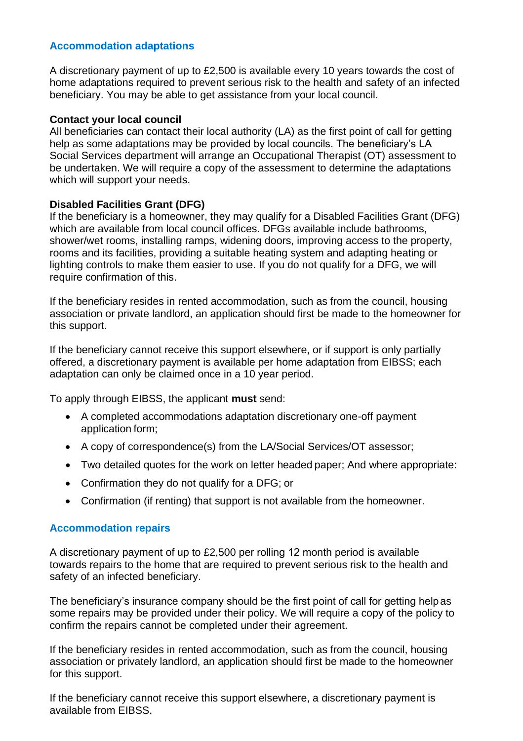## Accommodation adaptations

A discretionary payment of up to £2,500 is available every 10 years towards the cost of home adaptations required to prevent serious risk to the health and safety of an infected beneficiary. You may be able to get assistance from your local council.

**Contact your local council**
All beneficiaries can contact their local authority (LA) as the first point of call for getting help as some adaptations may be provided by local councils. The beneficiary's LA Social Services department will arrange an Occupational Therapist (OT) assessment to be undertaken. We will require a copy of the assessment to determine the adaptations which will support your needs.

**Disabled Facilities Grant (DFG)**
If the beneficiary is a homeowner, they may qualify for a Disabled Facilities Grant (DFG) which are available from local council offices. DFGs available include bathrooms, shower/wet rooms, installing ramps, widening doors, improving access to the property, rooms and its facilities, providing a suitable heating system and adapting heating or lighting controls to make them easier to use. If you do not qualify for a DFG, we will require confirmation of this.

If the beneficiary resides in rented accommodation, such as from the council, housing association or private landlord, an application should first be made to the homeowner for this support.

If the beneficiary cannot receive this support elsewhere, or if support is only partially offered, a discretionary payment is available per home adaptation from EIBSS; each adaptation can only be claimed once in a 10 year period.

To apply through EIBSS, the applicant **must** send:

- A completed accommodations adaptation discretionary one-off payment application form;
- A copy of correspondence(s) from the LA/Social Services/OT assessor;
- Two detailed quotes for the work on letter headed paper; And where appropriate:
- Confirmation they do not qualify for a DFG; or
- Confirmation (if renting) that support is not available from the homeowner.

## Accommodation repairs

A discretionary payment of up to £2,500 per rolling 12 month period is available towards repairs to the home that are required to prevent serious risk to the health and safety of an infected beneficiary.

The beneficiary's insurance company should be the first point of call for getting help as some repairs may be provided under their policy. We will require a copy of the policy to confirm the repairs cannot be completed under their agreement.

If the beneficiary resides in rented accommodation, such as from the council, housing association or privately landlord, an application should first be made to the homeowner for this support.

If the beneficiary cannot receive this support elsewhere, a discretionary payment is available from EIBSS.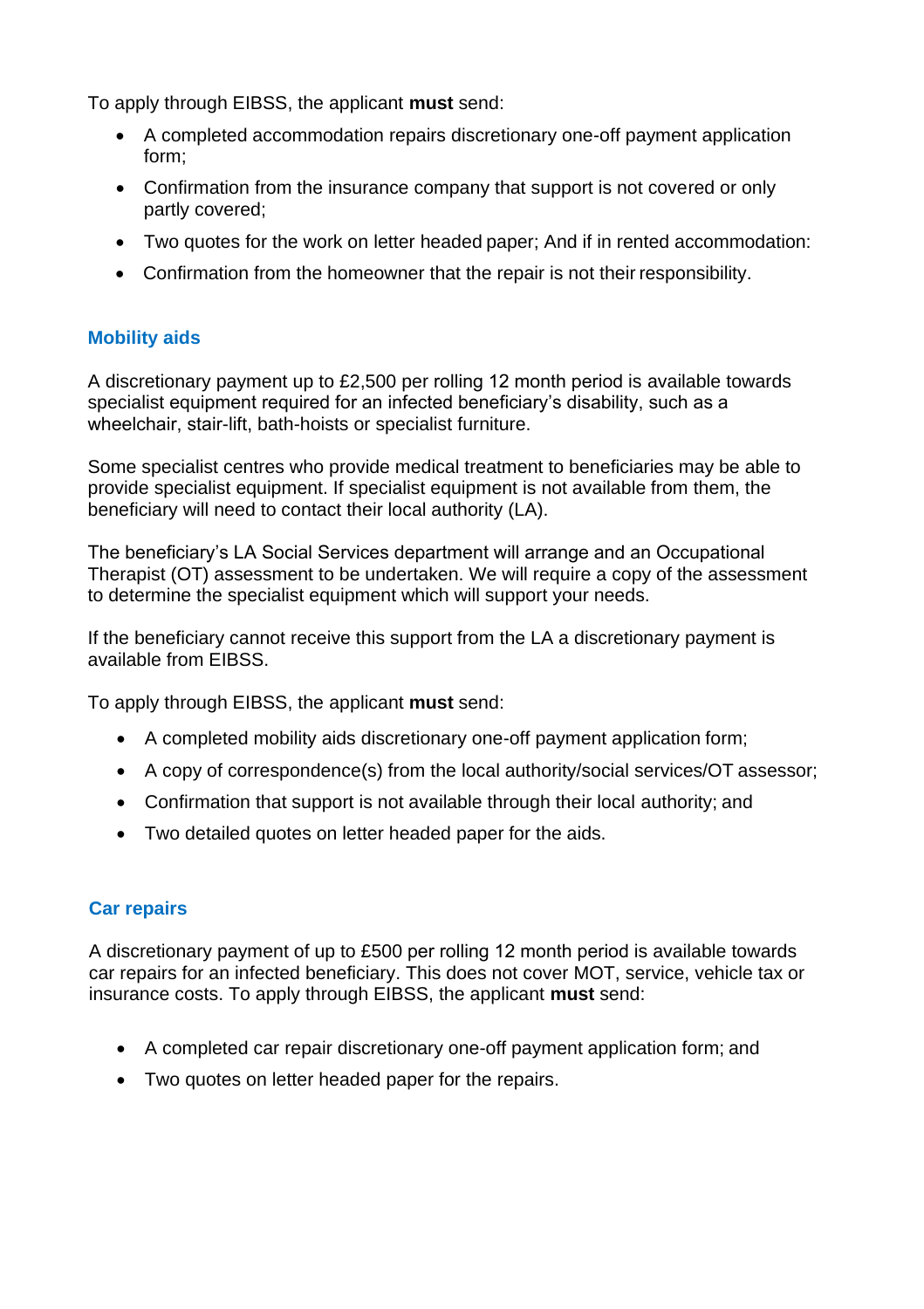To apply through EIBSS, the applicant **must** send:

- A completed accommodation repairs discretionary one-off payment application form;
- Confirmation from the insurance company that support is not covered or only partly covered;
- Two quotes for the work on letter headed paper; And if in rented accommodation:
- Confirmation from the homeowner that the repair is not their responsibility.

### Mobility aids

A discretionary payment up to £2,500 per rolling 12 month period is available towards specialist equipment required for an infected beneficiary's disability, such as a wheelchair, stair-lift, bath-hoists or specialist furniture.

Some specialist centres who provide medical treatment to beneficiaries may be able to provide specialist equipment. If specialist equipment is not available from them, the beneficiary will need to contact their local authority (LA).

The beneficiary's LA Social Services department will arrange and an Occupational Therapist (OT) assessment to be undertaken. We will require a copy of the assessment to determine the specialist equipment which will support your needs.

If the beneficiary cannot receive this support from the LA a discretionary payment is available from EIBSS.

To apply through EIBSS, the applicant **must** send:

- A completed mobility aids discretionary one-off payment application form;
- A copy of correspondence(s) from the local authority/social services/OT assessor;
- Confirmation that support is not available through their local authority; and
- Two detailed quotes on letter headed paper for the aids.

### Car repairs

A discretionary payment of up to £500 per rolling 12 month period is available towards car repairs for an infected beneficiary. This does not cover MOT, service, vehicle tax or insurance costs. To apply through EIBSS, the applicant **must** send:

- A completed car repair discretionary one-off payment application form; and
- Two quotes on letter headed paper for the repairs.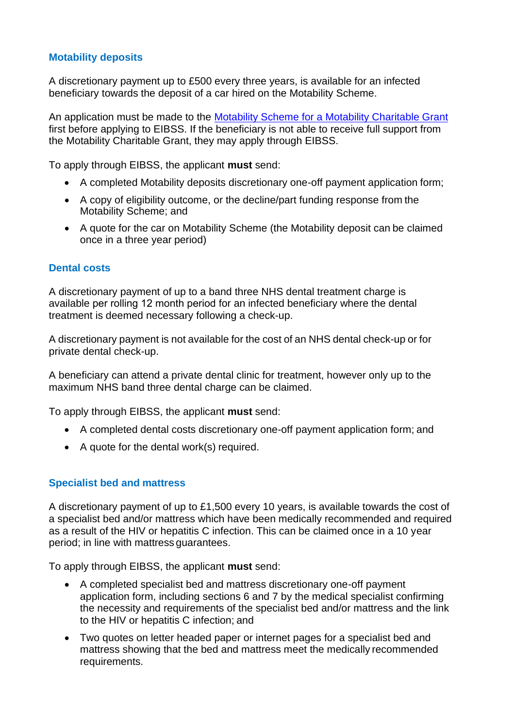## Motability deposits

A discretionary payment up to £500 every three years, is available for an infected beneficiary towards the deposit of a car hired on the Motability Scheme.

An application must be made to the Motability Scheme for a Motability Charitable Grant first before applying to EIBSS. If the beneficiary is not able to receive full support from the Motability Charitable Grant, they may apply through EIBSS.

To apply through EIBSS, the applicant **must** send:

- A completed Motability deposits discretionary one-off payment application form;
- A copy of eligibility outcome, or the decline/part funding response from the Motability Scheme; and
- A quote for the car on Motability Scheme (the Motability deposit can be claimed once in a three year period)

## Dental costs

A discretionary payment of up to a band three NHS dental treatment charge is available per rolling 12 month period for an infected beneficiary where the dental treatment is deemed necessary following a check-up.

A discretionary payment is not available for the cost of an NHS dental check-up or for private dental check-up.

A beneficiary can attend a private dental clinic for treatment, however only up to the maximum NHS band three dental charge can be claimed.

To apply through EIBSS, the applicant **must** send:

- A completed dental costs discretionary one-off payment application form; and
- A quote for the dental work(s) required.

## Specialist bed and mattress

A discretionary payment of up to £1,500 every 10 years, is available towards the cost of a specialist bed and/or mattress which have been medically recommended and required as a result of the HIV or hepatitis C infection. This can be claimed once in a 10 year period; in line with mattress guarantees.

To apply through EIBSS, the applicant **must** send:

- A completed specialist bed and mattress discretionary one-off payment application form, including sections 6 and 7 by the medical specialist confirming the necessity and requirements of the specialist bed and/or mattress and the link to the HIV or hepatitis C infection; and
- Two quotes on letter headed paper or internet pages for a specialist bed and mattress showing that the bed and mattress meet the medically recommended requirements.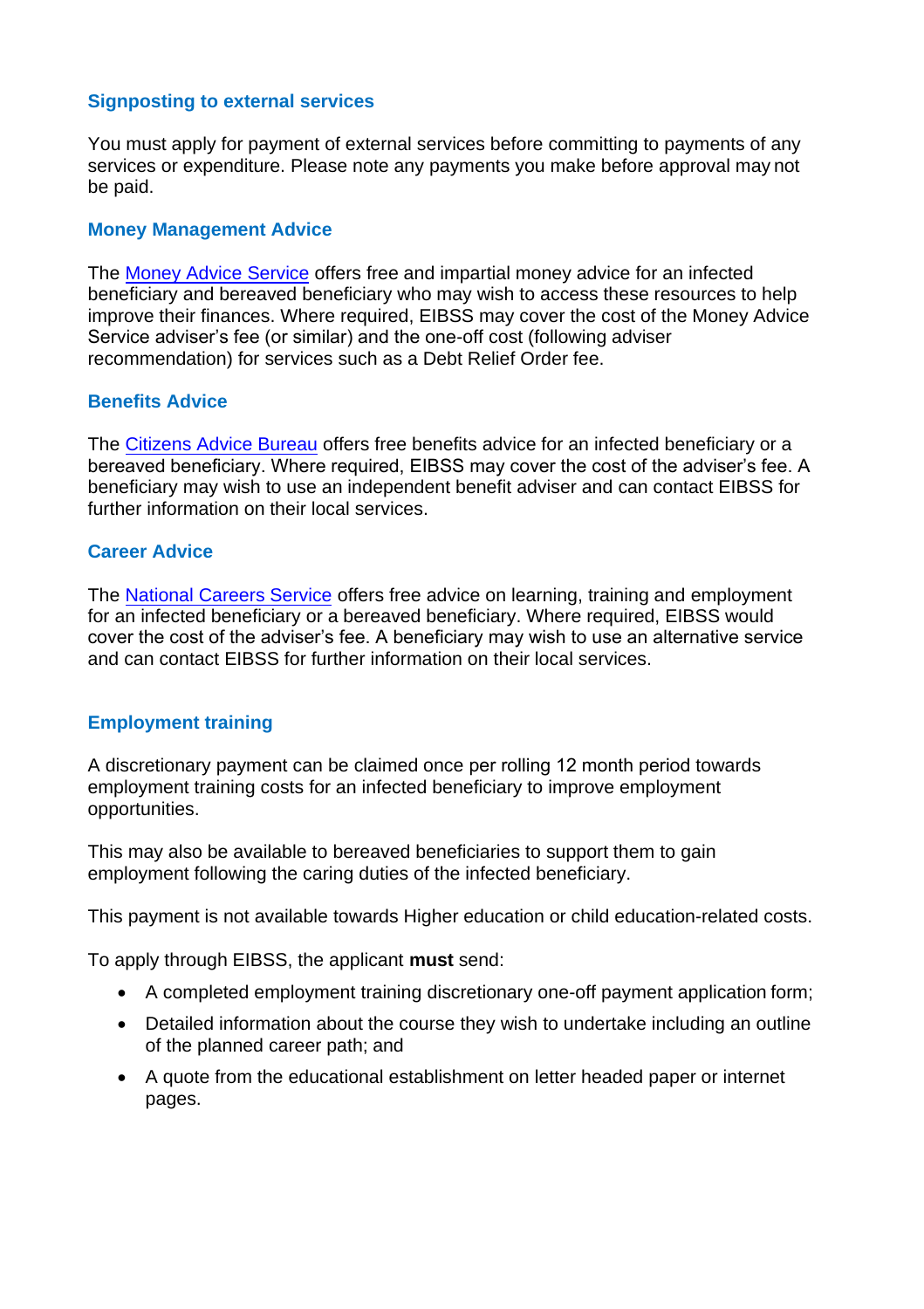### Signposting to external services

You must apply for payment of external services before committing to payments of any services or expenditure. Please note any payments you make before approval may not be paid.

### Money Management Advice

The [Money Advice Service](#) offers free and impartial money advice for an infected beneficiary and bereaved beneficiary who may wish to access these resources to help improve their finances. Where required, EIBSS may cover the cost of the Money Advice Service adviser's fee (or similar) and the one-off cost (following adviser recommendation) for services such as a Debt Relief Order fee.

### Benefits Advice

The [Citizens Advice Bureau](#) offers free benefits advice for an infected beneficiary or a bereaved beneficiary. Where required, EIBSS may cover the cost of the adviser's fee. A beneficiary may wish to use an independent benefit adviser and can contact EIBSS for further information on their local services.

### Career Advice

The [National Careers Service](#) offers free advice on learning, training and employment for an infected beneficiary or a bereaved beneficiary. Where required, EIBSS would cover the cost of the adviser's fee. A beneficiary may wish to use an alternative service and can contact EIBSS for further information on their local services.

### Employment training

A discretionary payment can be claimed once per rolling 12 month period towards employment training costs for an infected beneficiary to improve employment opportunities.

This may also be available to bereaved beneficiaries to support them to gain employment following the caring duties of the infected beneficiary.

This payment is not available towards Higher education or child education-related costs.

To apply through EIBSS, the applicant **must** send:

- A completed employment training discretionary one-off payment application form;
- Detailed information about the course they wish to undertake including an outline of the planned career path; and
- A quote from the educational establishment on letter headed paper or internet pages.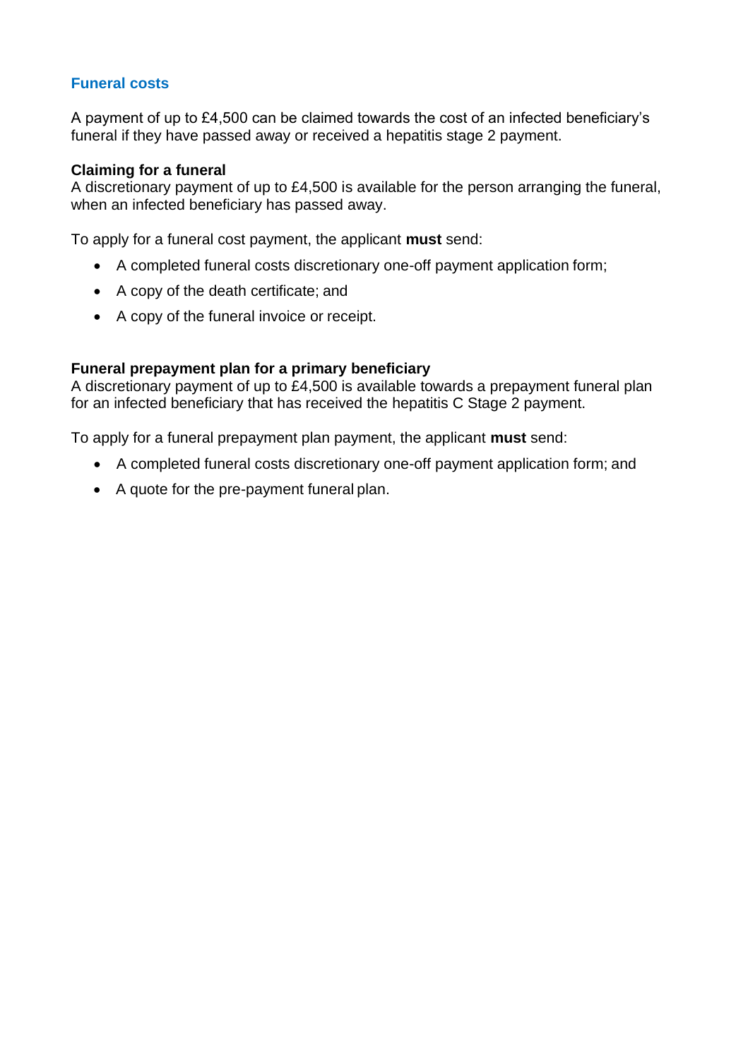## Funeral costs

A payment of up to £4,500 can be claimed towards the cost of an infected beneficiary's funeral if they have passed away or received a hepatitis stage 2 payment.

### Claiming for a funeral

A discretionary payment of up to £4,500 is available for the person arranging the funeral, when an infected beneficiary has passed away.

To apply for a funeral cost payment, the applicant **must** send:

- A completed funeral costs discretionary one-off payment application form;
- A copy of the death certificate; and
- A copy of the funeral invoice or receipt.

### Funeral prepayment plan for a primary beneficiary

A discretionary payment of up to £4,500 is available towards a prepayment funeral plan for an infected beneficiary that has received the hepatitis C Stage 2 payment.

To apply for a funeral prepayment plan payment, the applicant **must** send:

- A completed funeral costs discretionary one-off payment application form; and
- A quote for the pre-payment funeral plan.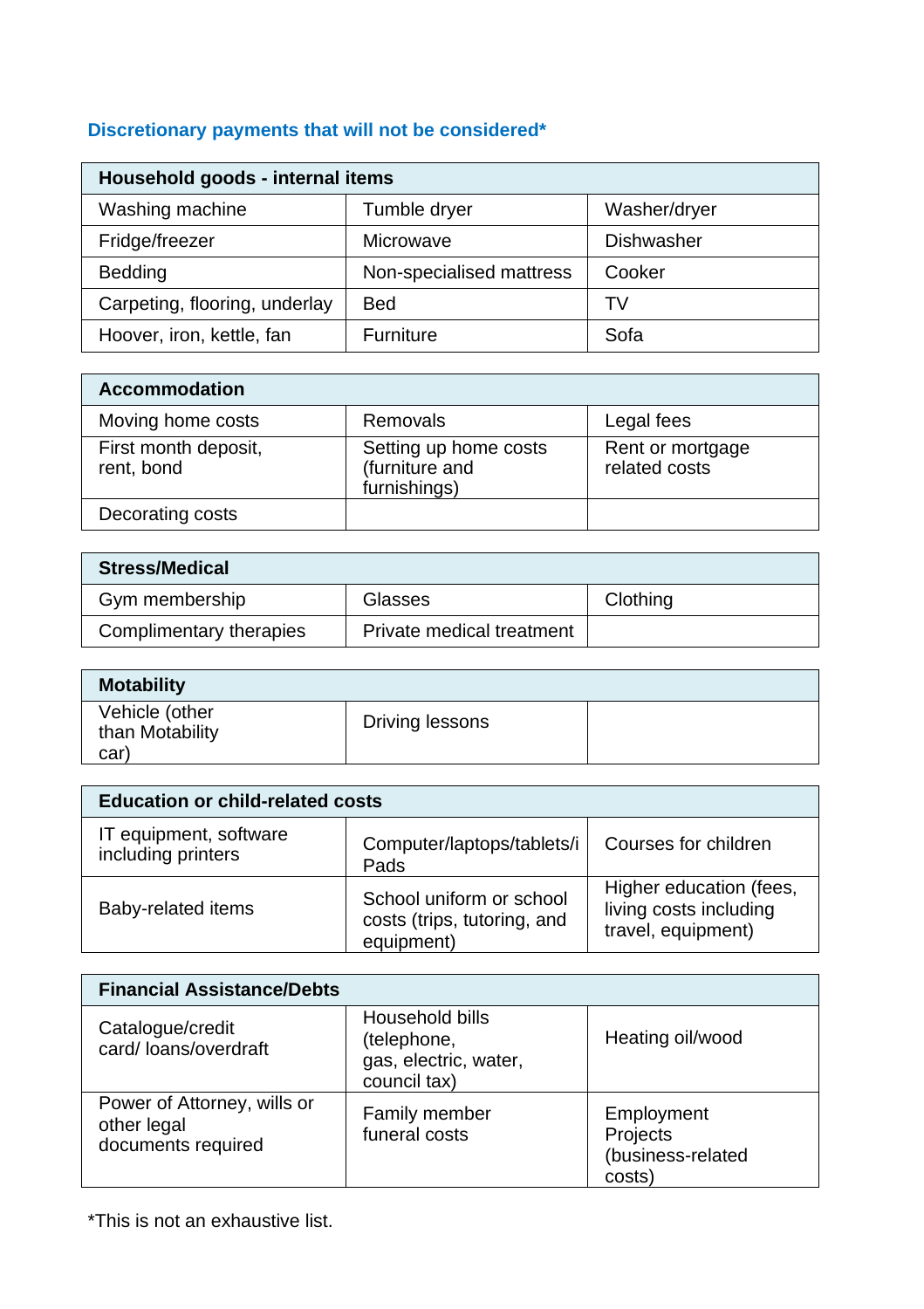## Discretionary payments that will not be considered*

| Household goods - internal items | | |
|---|---|---|
| Washing machine | Tumble dryer | Washer/dryer |
| Fridge/freezer | Microwave | Dishwasher |
| Bedding | Non-specialised mattress | Cooker |
| Carpeting, flooring, underlay | Bed | TV |
| Hoover, iron, kettle, fan | Furniture | Sofa |

| Accommodation | | |
|---|---|---|
| Moving home costs | Removals | Legal fees |
| First month deposit, rent, bond | Setting up home costs (furniture and furnishings) | Rent or mortgage related costs |
| Decorating costs | | |

| Stress/Medical | | |
|---|---|---|
| Gym membership | Glasses | Clothing |
| Complimentary therapies | Private medical treatment | |

| Motability | | |
|---|---|---|
| Vehicle (other than Motability car) | Driving lessons | |

| Education or child-related costs | | |
|---|---|---|
| IT equipment, software including printers | Computer/laptops/tablets/iPads | Courses for children |
| Baby-related items | School uniform or school costs (trips, tutoring, and equipment) | Higher education (fees, living costs including travel, equipment) |

| Financial Assistance/Debts | | |
|---|---|---|
| Catalogue/credit card/ loans/overdraft | Household bills (telephone, gas, electric, water, council tax) | Heating oil/wood |
| Power of Attorney, wills or other legal documents required | Family member funeral costs | Employment Projects (business-related costs) |

*This is not an exhaustive list.